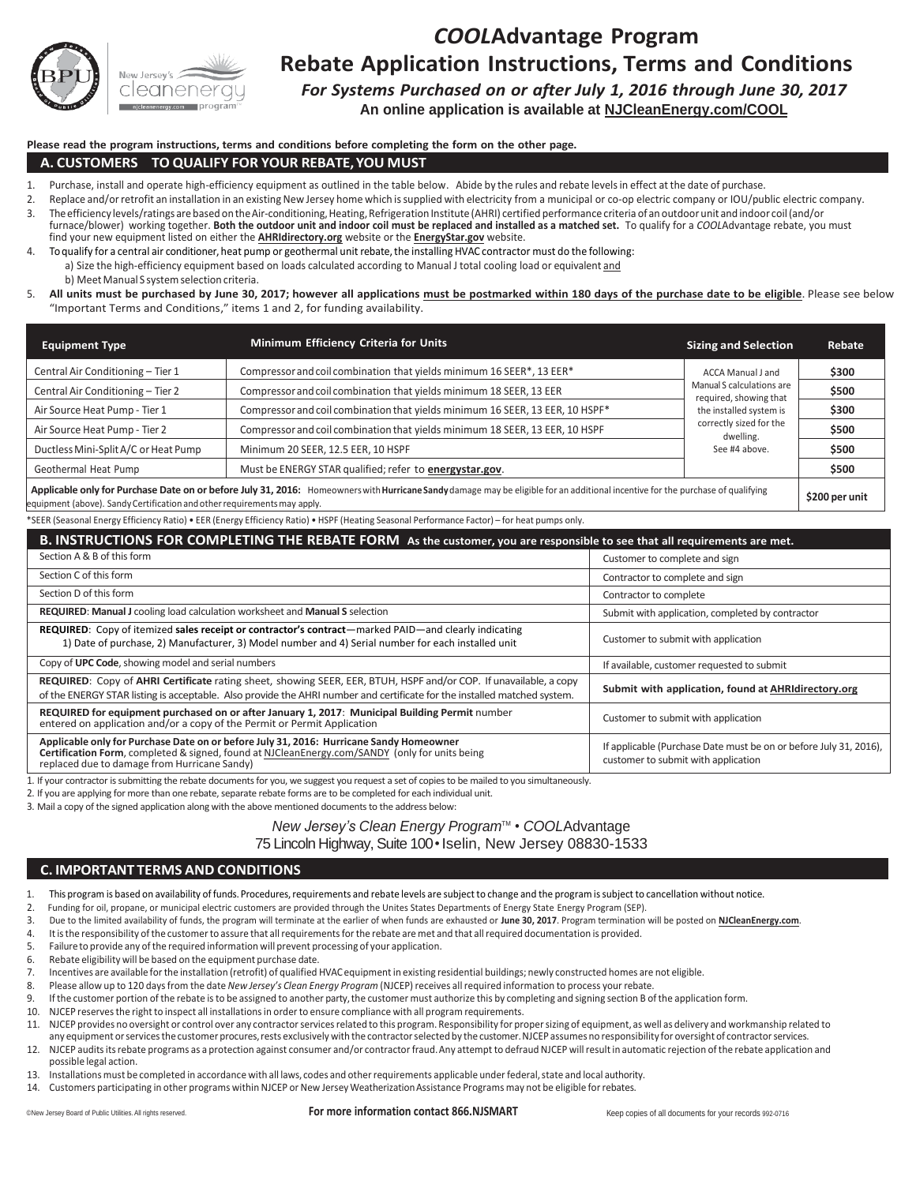# *COOL*Advantage Program

## Rebate Application Instructions, Terms and Conditions

***For Systems Purchased on or after July 1, 2016 through June 30, 2017***

**An online application is available at NJCleanEnergy.com/COOL**

**Please read the program instructions, terms and conditions before completing the form on the other page.**

## A. CUSTOMERS TO QUALIFY FOR YOUR REBATE, YOU MUST

1. Purchase, install and operate high-efficiency equipment as outlined in the table below. Abide by the rules and rebate levels in effect at the date of purchase.
2. Replace and/or retrofit an installation in an existing New Jersey home which is supplied with electricity from a municipal or co-op electric company or IOU/public electric company.
3. The efficiency levels/ratings are based on the Air-conditioning, Heating, Refrigeration Institute (AHRI) certified performance criteria of an outdoor unit and indoor coil (and/or furnace/blower) working together. **Both the outdoor unit and indoor coil must be replaced and installed as a matched set.** To qualify for a *COOL*Advantage rebate, you must find your new equipment listed on either the **AHRIdirectory.org** website or the **EnergyStar.gov** website.
4. To qualify for a central air conditioner, heat pump or geothermal unit rebate, the installing HVAC contractor must do the following:
   a) Size the high-efficiency equipment based on loads calculated according to Manual J total cooling load or equivalent and
   b) Meet Manual S system selection criteria.
5. **All units must be purchased by June 30, 2017; however all applications must be postmarked within 180 days of the purchase date to be eligible**. Please see below "Important Terms and Conditions," items 1 and 2, for funding availability.

| Equipment Type | Minimum Efficiency Criteria for Units | Sizing and Selection | Rebate |
|---|---|---|---|
| Central Air Conditioning – Tier 1 | Compressor and coil combination that yields minimum 16 SEER*, 13 EER* | ACCA Manual J and Manual S calculations are required, showing that the installed system is correctly sized for the dwelling. See #4 above. | $300 |
| Central Air Conditioning – Tier 2 | Compressor and coil combination that yields minimum 18 SEER, 13 EER | | $500 |
| Air Source Heat Pump - Tier 1 | Compressor and coil combination that yields minimum 16 SEER, 13 EER, 10 HSPF* | | $300 |
| Air Source Heat Pump - Tier 2 | Compressor and coil combination that yields minimum 18 SEER, 13 EER, 10 HSPF | | $500 |
| Ductless Mini-Split A/C or Heat Pump | Minimum 20 SEER, 12.5 EER, 10 HSPF | | $500 |
| Geothermal Heat Pump | Must be ENERGY STAR qualified; refer to **energystar.gov**. | | $500 |
| **Applicable only for Purchase Date on or before July 31, 2016:** Homeowners with **Hurricane Sandy** damage may be eligible for an additional incentive for the purchase of qualifying equipment (above). Sandy Certification and other requirements may apply. | | | **$200 per unit** |

*SEER (Seasonal Energy Efficiency Ratio) • EER (Energy Efficiency Ratio) • HSPF (Heating Seasonal Performance Factor) – for heat pumps only.

## B. INSTRUCTIONS FOR COMPLETING THE REBATE FORM As the customer, you are responsible to see that all requirements are met.

| | |
|---|---|
| Section A & B of this form | Customer to complete and sign |
| Section C of this form | Contractor to complete and sign |
| Section D of this form | Contractor to complete |
| **REQUIRED**: **Manual J** cooling load calculation worksheet and **Manual S** selection | Submit with application, completed by contractor |
| **REQUIRED**: Copy of itemized **sales receipt or contractor's contract**—marked PAID—and clearly indicating 1) Date of purchase, 2) Manufacturer, 3) Model number and 4) Serial number for each installed unit | Customer to submit with application |
| Copy of **UPC Code**, showing model and serial numbers | If available, customer requested to submit |
| **REQUIRED**: Copy of **AHRI Certificate** rating sheet, showing SEER, EER, BTUH, HSPF and/or COP. If unavailable, a copy of the ENERGY STAR listing is acceptable. Also provide the AHRI number and certificate for the installed matched system. | **Submit with application, found at AHRIdirectory.org** |
| **REQUIRED for equipment purchased on or after January 1, 2017**: **Municipal Building Permit** number entered on application and/or a copy of the Permit or Permit Application | Customer to submit with application |
| **Applicable only for Purchase Date on or before July 31, 2016: Hurricane Sandy Homeowner Certification Form**, completed & signed, found at NJCleanEnergy.com/SANDY (only for units being replaced due to damage from Hurricane Sandy) | If applicable (Purchase Date must be on or before July 31, 2016), customer to submit with application |

1. If your contractor is submitting the rebate documents for you, we suggest you request a set of copies to be mailed to you simultaneously.
2. If you are applying for more than one rebate, separate rebate forms are to be completed for each individual unit.
3. Mail a copy of the signed application along with the above mentioned documents to the address below:

*New Jersey's Clean Energy Program*™ • *COOL*Advantage
75 Lincoln Highway, Suite 100 • Iselin, New Jersey 08830-1533

## C. IMPORTANT TERMS AND CONDITIONS

1. This program is based on availability of funds. Procedures, requirements and rebate levels are subject to change and the program is subject to cancellation without notice.
2. Funding for oil, propane, or municipal electric customers are provided through the Unites States Departments of Energy State Energy Program (SEP).
3. Due to the limited availability of funds, the program will terminate at the earlier of when funds are exhausted or **June 30, 2017**. Program termination will be posted on **NJCleanEnergy.com**.
4. It is the responsibility of the customer to assure that all requirements for the rebate are met and that all required documentation is provided.
5. Failure to provide any of the required information will prevent processing of your application.
6. Rebate eligibility will be based on the equipment purchase date.
7. Incentives are available for the installation (retrofit) of qualified HVAC equipment in existing residential buildings; newly constructed homes are not eligible.
8. Please allow up to 120 days from the date *New Jersey's Clean Energy Program* (NJCEP) receives all required information to process your rebate.
9. If the customer portion of the rebate is to be assigned to another party, the customer must authorize this by completing and signing section B of the application form.
10. NJCEP reserves the right to inspect all installations in order to ensure compliance with all program requirements.
11. NJCEP provides no oversight or control over any contractor services related to this program. Responsibility for proper sizing of equipment, as well as delivery and workmanship related to any equipment or services the customer procures, rests exclusively with the contractor selected by the customer. NJCEP assumes no responsibility for oversight of contractor services.
12. NJCEP audits its rebate programs as a protection against consumer and/or contractor fraud. Any attempt to defraud NJCEP will result in automatic rejection of the rebate application and possible legal action.
13. Installations must be completed in accordance with all laws, codes and other requirements applicable under federal, state and local authority.
14. Customers participating in other programs within NJCEP or New Jersey Weatherization Assistance Programs may not be eligible for rebates.

©New Jersey Board of Public Utilities. All rights reserved. **For more information contact 866.NJSMART** Keep copies of all documents for your records 992-0716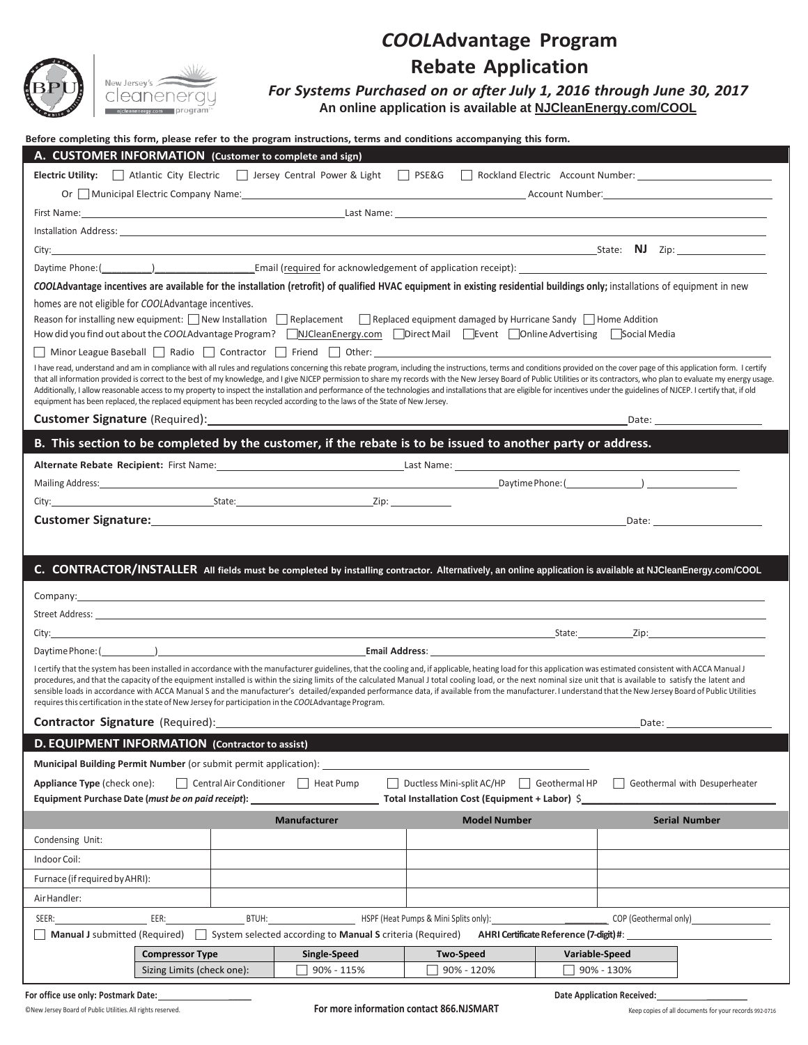# *COOL*Advantage Program

# Rebate Application

***For Systems Purchased on or after July 1, 2016 through June 30, 2017***

**An online application is available at NJCleanEnergy.com/COOL**

**Before completing this form, please refer to the program instructions, terms and conditions accompanying this form.**

## A. CUSTOMER INFORMATION (Customer to complete and sign)

**Electric Utility:** ☐ Atlantic City Electric ☐ Jersey Central Power & Light ☐ PSE&G ☐ Rockland Electric Account Number: ____________

Or ☐ Municipal Electric Company Name: ____________ Account Number: ____________

First Name: ____________ Last Name: ____________

Installation Address: ____________

City: ____________ State: **NJ** Zip: ____________

Daytime Phone: (______) ____________ Email (required for acknowledgement of application receipt): ____________

***COOL*Advantage incentives are available for the installation (retrofit) of qualified HVAC equipment in existing residential buildings only;** installations of equipment in new homes are not eligible for *COOL*Advantage incentives.

Reason for installing new equipment: ☐ New Installation ☐ Replacement ☐ Replaced equipment damaged by Hurricane Sandy ☐ Home Addition

How did you find out about the *COOL*Advantage Program? ☐ NJCleanEnergy.com ☐ Direct Mail ☐ Event ☐ Online Advertising ☐ Social Media

☐ Minor League Baseball ☐ Radio ☐ Contractor ☐ Friend ☐ Other: ____________

I have read, understand and am in compliance with all rules and regulations concerning this rebate program, including the instructions, terms and conditions provided on the cover page of this application form. I certify that all information provided is correct to the best of my knowledge, and I give NJCEP permission to share my records with the New Jersey Board of Public Utilities or its contractors, who plan to evaluate my energy usage. Additionally, I allow reasonable access to my property to inspect the installation and performance of the technologies and installations that are eligible for incentives under the guidelines of NJCEP. I certify that, if old equipment has been replaced, the replaced equipment has been recycled according to the laws of the State of New Jersey.

**Customer Signature** (Required): ____________ Date: ____________

## B. This section to be completed by the customer, if the rebate is to be issued to another party or address.

**Alternate Rebate Recipient:** First Name: ____________ Last Name: ____________

Mailing Address: ____________ Daytime Phone: (______) ____________

City: ____________ State: ____________ Zip: ____________

**Customer Signature:** ____________ Date: ____________

## C. CONTRACTOR/INSTALLER All fields must be completed by installing contractor. Alternatively, an online application is available at NJCleanEnergy.com/COOL

Company: ____________

Street Address: ____________

City: ____________ State: ____________ Zip: ____________

Daytime Phone: (______) ____________ **Email Address**: ____________

I certify that the system has been installed in accordance with the manufacturer guidelines, that the cooling and, if applicable, heating load for this application was estimated consistent with ACCA Manual J procedures, and that the capacity of the equipment installed is within the sizing limits of the calculated Manual J total cooling load, or the next nominal size unit that is available to satisfy the latent and sensible loads in accordance with ACCA Manual S and the manufacturer's detailed/expanded performance data, if available from the manufacturer. I understand that the New Jersey Board of Public Utilities requires this certification in the state of New Jersey for participation in the *COOL*Advantage Program.

**Contractor Signature** (Required): ____________ Date: ____________

## D. EQUIPMENT INFORMATION (Contractor to assist)

**Municipal Building Permit Number** (or submit permit application): ____________

**Appliance Type** (check one): ☐ Central Air Conditioner ☐ Heat Pump ☐ Ductless Mini-split AC/HP ☐ Geothermal HP ☐ Geothermal with Desuperheater

**Equipment Purchase Date (*must be on paid receipt*):** ____________ **Total Installation Cost (Equipment + Labor)** $____________

| | Manufacturer | Model Number | Serial Number |
|---|---|---|---|
| Condensing Unit: | | | |
| Indoor Coil: | | | |
| Furnace (if required by AHRI): | | | |
| Air Handler: | | | |

SEER: ______ EER: ______ BTUH: ______ HSPF (Heat Pumps & Mini Splits only): ______ COP (Geothermal only) ______

☐ **Manual J** submitted (Required) ☐ System selected according to **Manual S** criteria (Required) **AHRI Certificate Reference (7-digit) #**: ____________

| Compressor Type | Single-Speed | Two-Speed | Variable-Speed |
|---|---|---|---|
| Sizing Limits (check one): | ☐ 90% - 115% | ☐ 90% - 120% | ☐ 90% - 130% |

**For office use only: Postmark Date:** ____________ **Date Application Received:** ____________

©New Jersey Board of Public Utilities. All rights reserved.

**For more information contact 866.NJSMART**

Keep copies of all documents for your records 992-0716